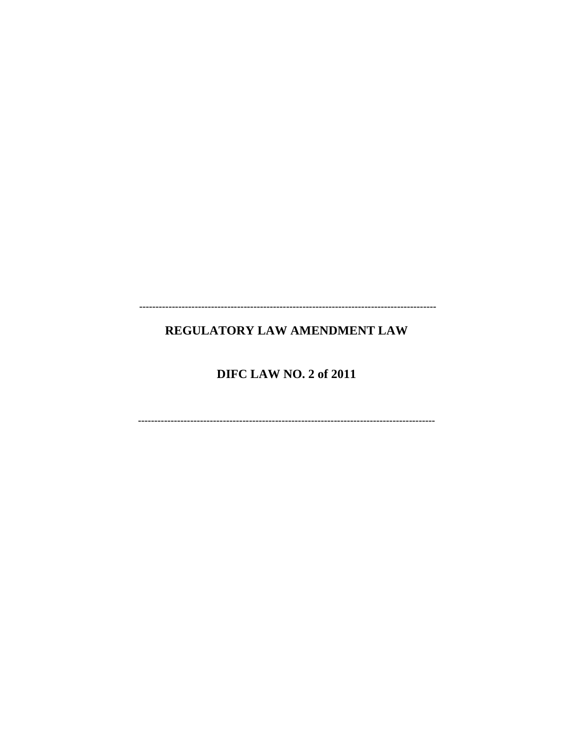---

# REGULATORY LAW AMENDMENT LAW

## DIFC LAW NO. 2 of 2011

---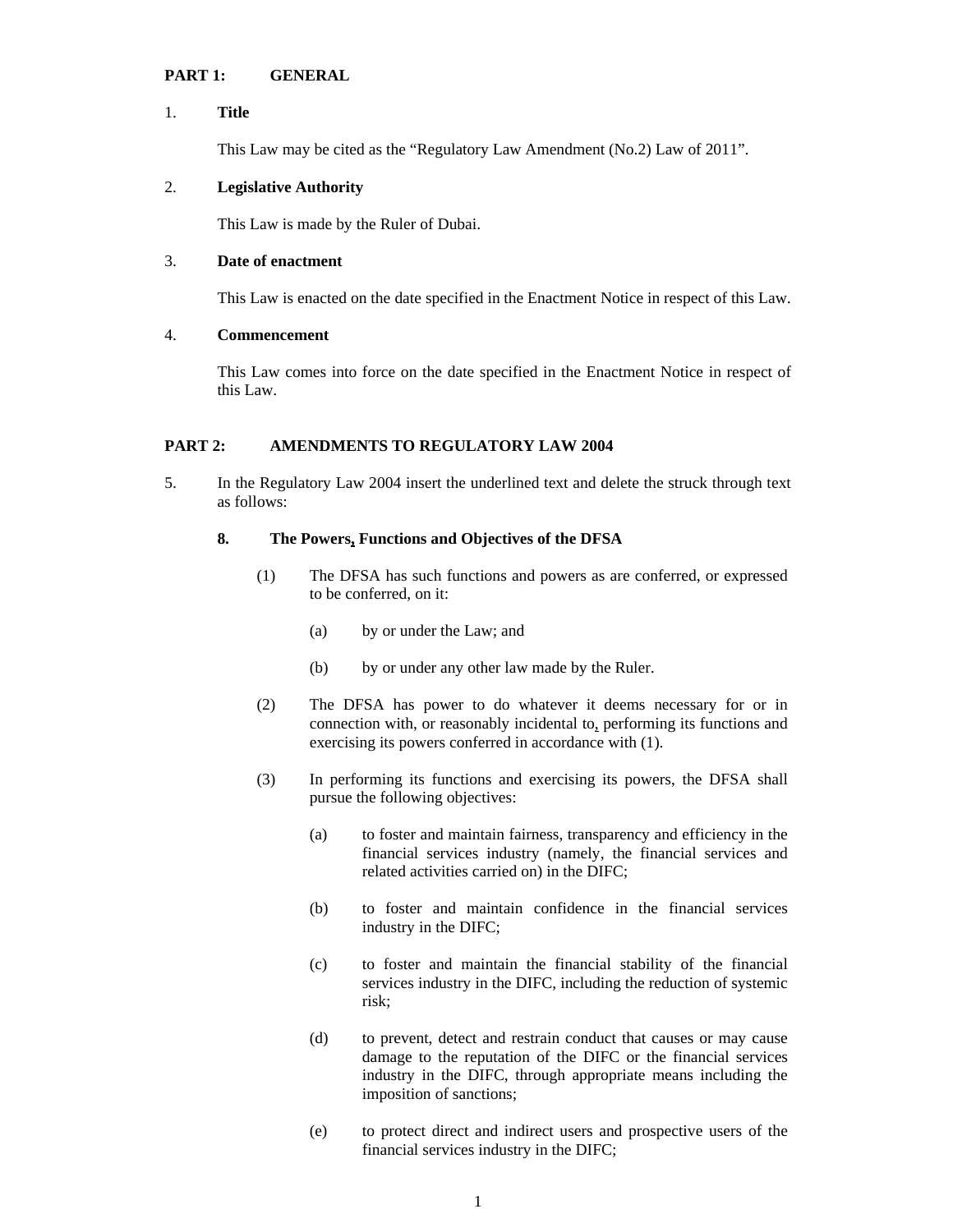**PART 1: GENERAL**

1. **Title**

   This Law may be cited as the "Regulatory Law Amendment (No.2) Law of 2011".

2. **Legislative Authority**

   This Law is made by the Ruler of Dubai.

3. **Date of enactment**

   This Law is enacted on the date specified in the Enactment Notice in respect of this Law.

4. **Commencement**

   This Law comes into force on the date specified in the Enactment Notice in respect of this Law.

**PART 2: AMENDMENTS TO REGULATORY LAW 2004**

5. In the Regulatory Law 2004 insert the underlined text and delete the struck through text as follows:

   **8. The Powers, Functions and Objectives of the DFSA**

   (1) The DFSA has such functions and powers as are conferred, or expressed to be conferred, on it:

   (a) by or under the Law; and

   (b) by or under any other law made by the Ruler.

   (2) The DFSA has power to do whatever it deems necessary for or in connection with, or reasonably incidental to, performing its functions and exercising its powers conferred in accordance with (1).

   (3) In performing its functions and exercising its powers, the DFSA shall pursue the following objectives:

   (a) to foster and maintain fairness, transparency and efficiency in the financial services industry (namely, the financial services and related activities carried on) in the DIFC;

   (b) to foster and maintain confidence in the financial services industry in the DIFC;

   (c) to foster and maintain the financial stability of the financial services industry in the DIFC, including the reduction of systemic risk;

   (d) to prevent, detect and restrain conduct that causes or may cause damage to the reputation of the DIFC or the financial services industry in the DIFC, through appropriate means including the imposition of sanctions;

   (e) to protect direct and indirect users and prospective users of the financial services industry in the DIFC;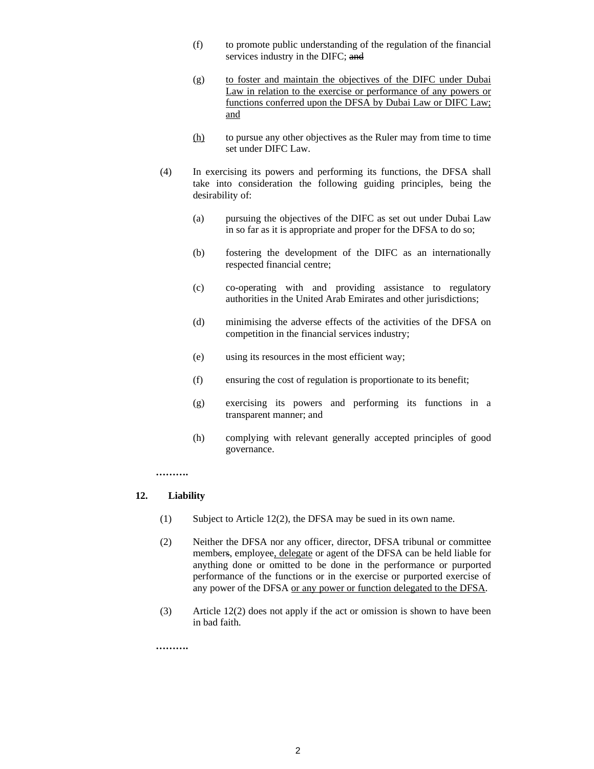(f) to promote public understanding of the regulation of the financial services industry in the DIFC; ~~and~~

(g) <u>to foster and maintain the objectives of the DIFC under Dubai Law in relation to the exercise or performance of any powers or functions conferred upon the DFSA by Dubai Law or DIFC Law; and</u>

<u>(h)</u> to pursue any other objectives as the Ruler may from time to time set under DIFC Law.

(4) In exercising its powers and performing its functions, the DFSA shall take into consideration the following guiding principles, being the desirability of:

(a) pursuing the objectives of the DIFC as set out under Dubai Law in so far as it is appropriate and proper for the DFSA to do so;

(b) fostering the development of the DIFC as an internationally respected financial centre;

(c) co-operating with and providing assistance to regulatory authorities in the United Arab Emirates and other jurisdictions;

(d) minimising the adverse effects of the activities of the DFSA on competition in the financial services industry;

(e) using its resources in the most efficient way;

(f) ensuring the cost of regulation is proportionate to its benefit;

(g) exercising its powers and performing its functions in a transparent manner; and

(h) complying with relevant generally accepted principles of good governance.

**……….**

**12. Liability**

(1) Subject to Article 12(2), the DFSA may be sued in its own name.

(2) Neither the DFSA nor any officer, director, DFSA tribunal or committee member~~s~~, employee<u>, delegate</u> or agent of the DFSA can be held liable for anything done or omitted to be done in the performance or purported performance of the functions or in the exercise or purported exercise of any power of the DFSA <u>or any power or function delegated to the DFSA</u>.

(3) Article 12(2) does not apply if the act or omission is shown to have been in bad faith.

**……….**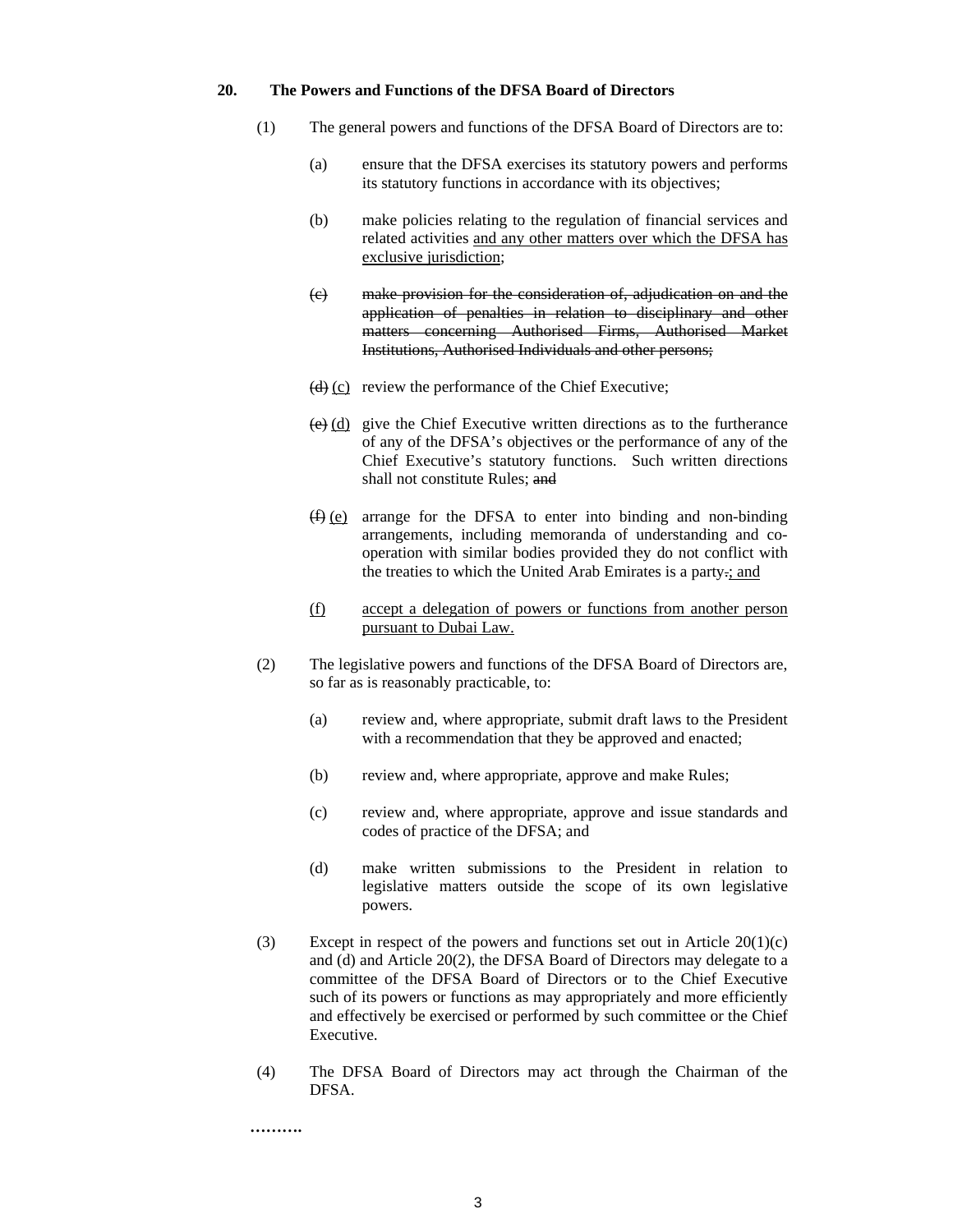**20. The Powers and Functions of the DFSA Board of Directors**

(1) The general powers and functions of the DFSA Board of Directors are to:

(a) ensure that the DFSA exercises its statutory powers and performs its statutory functions in accordance with its objectives;

(b) make policies relating to the regulation of financial services and related activities <u>and any other matters over which the DFSA has exclusive jurisdiction</u>;

~~(c) make provision for the consideration of, adjudication on and the application of penalties in relation to disciplinary and other matters concerning Authorised Firms, Authorised Market Institutions, Authorised Individuals and other persons;~~

~~(d)~~ <u>(c)</u> review the performance of the Chief Executive;

~~(e)~~ <u>(d)</u> give the Chief Executive written directions as to the furtherance of any of the DFSA's objectives or the performance of any of the Chief Executive's statutory functions. Such written directions shall not constitute Rules; ~~and~~

~~(f)~~ <u>(e)</u> arrange for the DFSA to enter into binding and non-binding arrangements, including memoranda of understanding and co-operation with similar bodies provided they do not conflict with the treaties to which the United Arab Emirates is a party~~.~~<u>; and</u>

<u>(f) accept a delegation of powers or functions from another person pursuant to Dubai Law.</u>

(2) The legislative powers and functions of the DFSA Board of Directors are, so far as is reasonably practicable, to:

(a) review and, where appropriate, submit draft laws to the President with a recommendation that they be approved and enacted;

(b) review and, where appropriate, approve and make Rules;

(c) review and, where appropriate, approve and issue standards and codes of practice of the DFSA; and

(d) make written submissions to the President in relation to legislative matters outside the scope of its own legislative powers.

(3) Except in respect of the powers and functions set out in Article 20(1)(c) and (d) and Article 20(2), the DFSA Board of Directors may delegate to a committee of the DFSA Board of Directors or to the Chief Executive such of its powers or functions as may appropriately and more efficiently and effectively be exercised or performed by such committee or the Chief Executive.

(4) The DFSA Board of Directors may act through the Chairman of the DFSA.

**……….**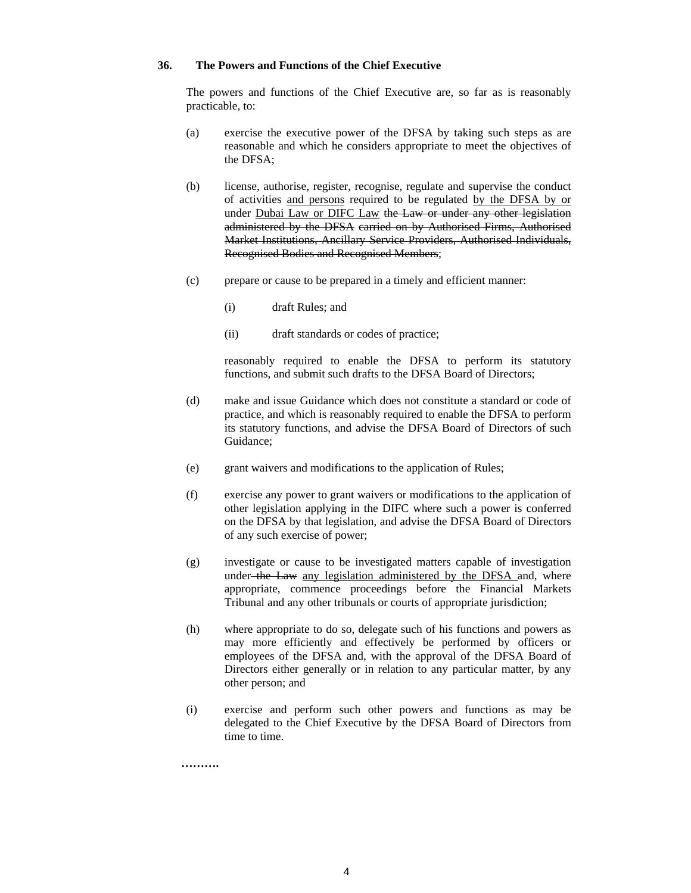**36. The Powers and Functions of the Chief Executive**

The powers and functions of the Chief Executive are, so far as is reasonably practicable, to:

(a) exercise the executive power of the DFSA by taking such steps as are reasonable and which he considers appropriate to meet the objectives of the DFSA;

(b) license, authorise, register, recognise, regulate and supervise the conduct of activities <u>and persons</u> required to be regulated <u>by the DFSA by or</u> under <u>Dubai Law or DIFC Law</u> ~~the Law or under any other legislation administered by the DFSA~~ ~~carried on by Authorised Firms, Authorised Market Institutions, Ancillary Service Providers, Authorised Individuals, Recognised Bodies and Recognised Members~~;

(c) prepare or cause to be prepared in a timely and efficient manner:

   (i) draft Rules; and

   (ii) draft standards or codes of practice;

   reasonably required to enable the DFSA to perform its statutory functions, and submit such drafts to the DFSA Board of Directors;

(d) make and issue Guidance which does not constitute a standard or code of practice, and which is reasonably required to enable the DFSA to perform its statutory functions, and advise the DFSA Board of Directors of such Guidance;

(e) grant waivers and modifications to the application of Rules;

(f) exercise any power to grant waivers or modifications to the application of other legislation applying in the DIFC where such a power is conferred on the DFSA by that legislation, and advise the DFSA Board of Directors of any such exercise of power;

(g) investigate or cause to be investigated matters capable of investigation under ~~the Law~~ <u>any legislation administered by the DFSA</u> and, where appropriate, commence proceedings before the Financial Markets Tribunal and any other tribunals or courts of appropriate jurisdiction;

(h) where appropriate to do so, delegate such of his functions and powers as may more efficiently and effectively be performed by officers or employees of the DFSA and, with the approval of the DFSA Board of Directors either generally or in relation to any particular matter, by any other person; and

(i) exercise and perform such other powers and functions as may be delegated to the Chief Executive by the DFSA Board of Directors from time to time.

**………**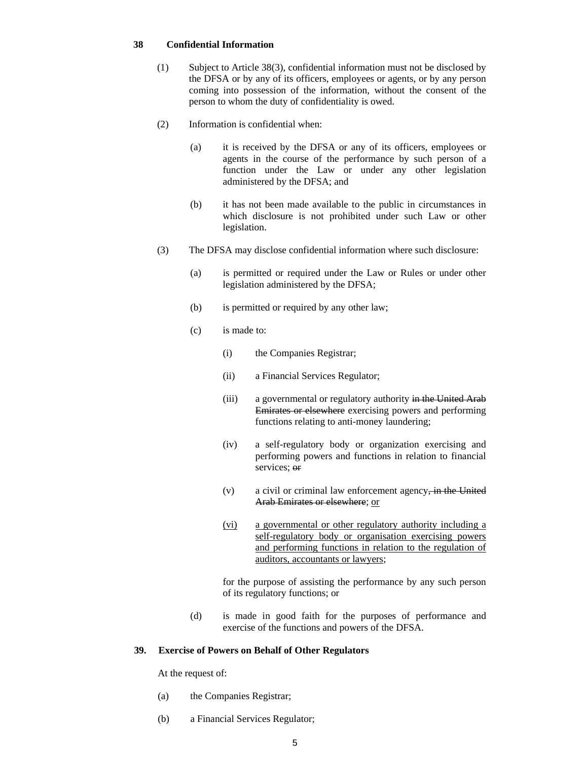### 38 Confidential Information

(1) Subject to Article 38(3), confidential information must not be disclosed by the DFSA or by any of its officers, employees or agents, or by any person coming into possession of the information, without the consent of the person to whom the duty of confidentiality is owed.

(2) Information is confidential when:

(a) it is received by the DFSA or any of its officers, employees or agents in the course of the performance by such person of a function under the Law or under any other legislation administered by the DFSA; and

(b) it has not been made available to the public in circumstances in which disclosure is not prohibited under such Law or other legislation.

(3) The DFSA may disclose confidential information where such disclosure:

(a) is permitted or required under the Law or Rules or under other legislation administered by the DFSA;

(b) is permitted or required by any other law;

(c) is made to:

(i) the Companies Registrar;

(ii) a Financial Services Regulator;

(iii) a governmental or regulatory authority ~~in the United Arab Emirates or elsewhere~~ exercising powers and performing functions relating to anti-money laundering;

(iv) a self-regulatory body or organization exercising and performing powers and functions in relation to financial services; ~~or~~

(v) a civil or criminal law enforcement agency~~, in the United Arab Emirates or elsewhere~~; <u>or</u>

<u>(vi)</u> <u>a governmental or other regulatory authority including a self-regulatory body or organisation exercising powers and performing functions in relation to the regulation of auditors, accountants or lawyers</u>;

for the purpose of assisting the performance by any such person of its regulatory functions; or

(d) is made in good faith for the purposes of performance and exercise of the functions and powers of the DFSA.

### 39. Exercise of Powers on Behalf of Other Regulators

At the request of:

(a) the Companies Registrar;

(b) a Financial Services Regulator;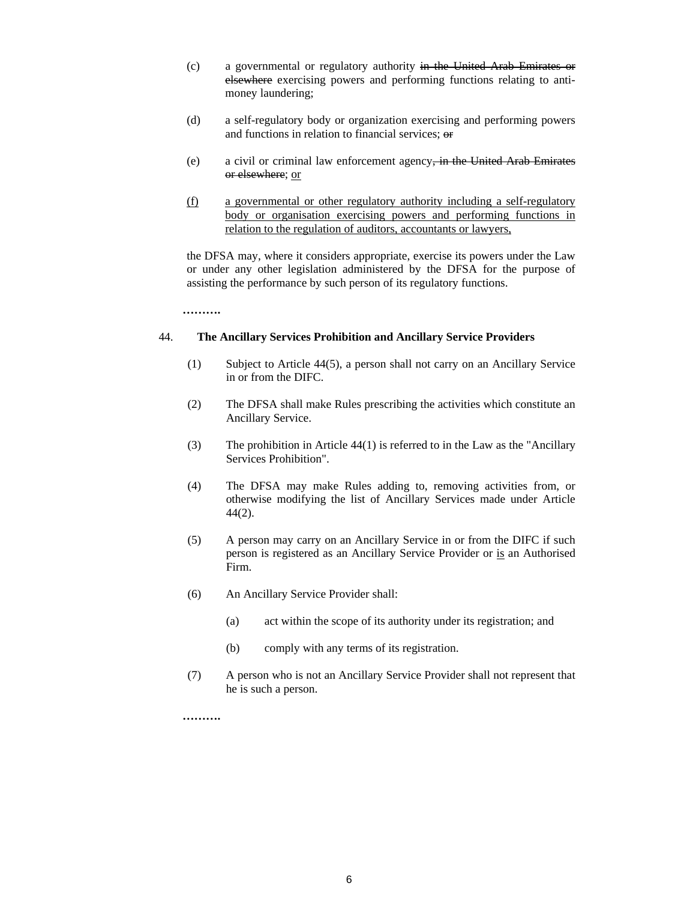(c) a governmental or regulatory authority ~~in the United Arab Emirates or elsewhere~~ exercising powers and performing functions relating to anti-money laundering;

(d) a self-regulatory body or organization exercising and performing powers and functions in relation to financial services; ~~or~~

(e) a civil or criminal law enforcement agency~~, in the United Arab Emirates or elsewhere~~; <u>or</u>

<u>(f) a governmental or other regulatory authority including a self-regulatory body or organisation exercising powers and performing functions in relation to the regulation of auditors, accountants or lawyers,</u>

the DFSA may, where it considers appropriate, exercise its powers under the Law or under any other legislation administered by the DFSA for the purpose of assisting the performance by such person of its regulatory functions.

……….

44. **The Ancillary Services Prohibition and Ancillary Service Providers**

(1) Subject to Article 44(5), a person shall not carry on an Ancillary Service in or from the DIFC.

(2) The DFSA shall make Rules prescribing the activities which constitute an Ancillary Service.

(3) The prohibition in Article 44(1) is referred to in the Law as the "Ancillary Services Prohibition".

(4) The DFSA may make Rules adding to, removing activities from, or otherwise modifying the list of Ancillary Services made under Article 44(2).

(5) A person may carry on an Ancillary Service in or from the DIFC if such person is registered as an Ancillary Service Provider or <u>is</u> an Authorised Firm.

(6) An Ancillary Service Provider shall:

(a) act within the scope of its authority under its registration; and

(b) comply with any terms of its registration.

(7) A person who is not an Ancillary Service Provider shall not represent that he is such a person.

……….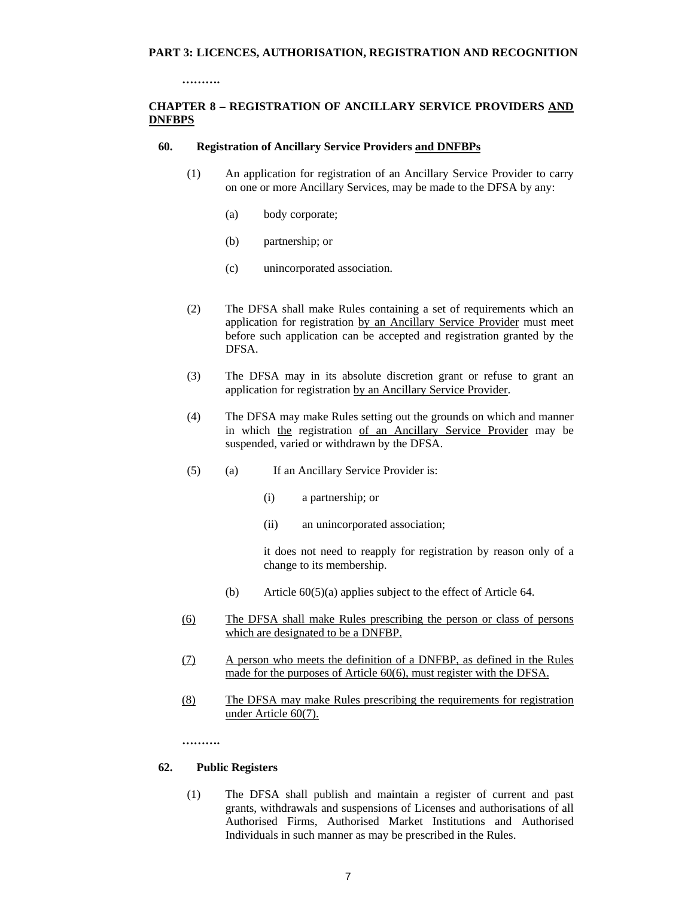**PART 3: LICENCES, AUTHORISATION, REGISTRATION AND RECOGNITION**

**……….**

**CHAPTER 8 – REGISTRATION OF ANCILLARY SERVICE PROVIDERS AND DNFBPS**

**60. Registration of Ancillary Service Providers and DNFBPs**

(1) An application for registration of an Ancillary Service Provider to carry on one or more Ancillary Services, may be made to the DFSA by any:

(a) body corporate;

(b) partnership; or

(c) unincorporated association.

(2) The DFSA shall make Rules containing a set of requirements which an application for registration by an Ancillary Service Provider must meet before such application can be accepted and registration granted by the DFSA.

(3) The DFSA may in its absolute discretion grant or refuse to grant an application for registration by an Ancillary Service Provider.

(4) The DFSA may make Rules setting out the grounds on which and manner in which the registration of an Ancillary Service Provider may be suspended, varied or withdrawn by the DFSA.

(5) (a) If an Ancillary Service Provider is:

(i) a partnership; or

(ii) an unincorporated association;

it does not need to reapply for registration by reason only of a change to its membership.

(b) Article 60(5)(a) applies subject to the effect of Article 64.

(6) The DFSA shall make Rules prescribing the person or class of persons which are designated to be a DNFBP.

(7) A person who meets the definition of a DNFBP, as defined in the Rules made for the purposes of Article 60(6), must register with the DFSA.

(8) The DFSA may make Rules prescribing the requirements for registration under Article 60(7).

**……….**

**62. Public Registers**

(1) The DFSA shall publish and maintain a register of current and past grants, withdrawals and suspensions of Licenses and authorisations of all Authorised Firms, Authorised Market Institutions and Authorised Individuals in such manner as may be prescribed in the Rules.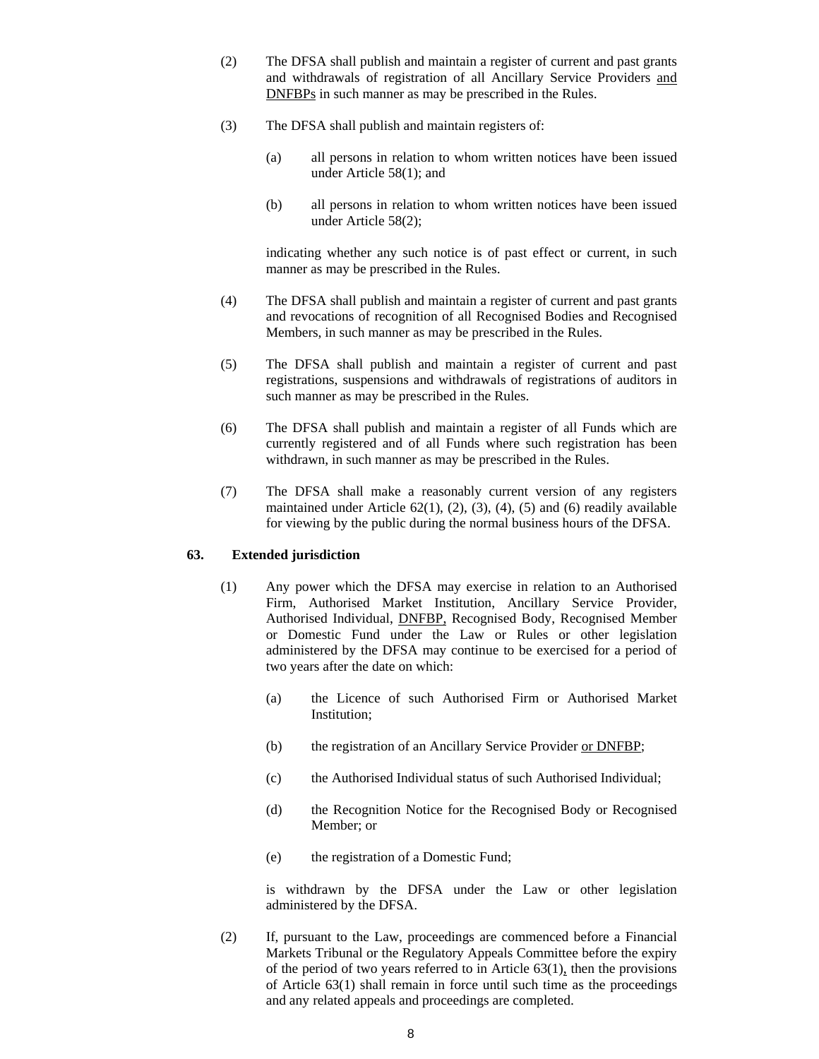(2) The DFSA shall publish and maintain a register of current and past grants and withdrawals of registration of all Ancillary Service Providers and DNFBPs in such manner as may be prescribed in the Rules.

(3) The DFSA shall publish and maintain registers of:

(a) all persons in relation to whom written notices have been issued under Article 58(1); and

(b) all persons in relation to whom written notices have been issued under Article 58(2);

indicating whether any such notice is of past effect or current, in such manner as may be prescribed in the Rules.

(4) The DFSA shall publish and maintain a register of current and past grants and revocations of recognition of all Recognised Bodies and Recognised Members, in such manner as may be prescribed in the Rules.

(5) The DFSA shall publish and maintain a register of current and past registrations, suspensions and withdrawals of registrations of auditors in such manner as may be prescribed in the Rules.

(6) The DFSA shall publish and maintain a register of all Funds which are currently registered and of all Funds where such registration has been withdrawn, in such manner as may be prescribed in the Rules.

(7) The DFSA shall make a reasonably current version of any registers maintained under Article 62(1), (2), (3), (4), (5) and (6) readily available for viewing by the public during the normal business hours of the DFSA.

**63. Extended jurisdiction**

(1) Any power which the DFSA may exercise in relation to an Authorised Firm, Authorised Market Institution, Ancillary Service Provider, Authorised Individual, DNFBP, Recognised Body, Recognised Member or Domestic Fund under the Law or Rules or other legislation administered by the DFSA may continue to be exercised for a period of two years after the date on which:

(a) the Licence of such Authorised Firm or Authorised Market Institution;

(b) the registration of an Ancillary Service Provider or DNFBP;

(c) the Authorised Individual status of such Authorised Individual;

(d) the Recognition Notice for the Recognised Body or Recognised Member; or

(e) the registration of a Domestic Fund;

is withdrawn by the DFSA under the Law or other legislation administered by the DFSA.

(2) If, pursuant to the Law, proceedings are commenced before a Financial Markets Tribunal or the Regulatory Appeals Committee before the expiry of the period of two years referred to in Article 63(1), then the provisions of Article 63(1) shall remain in force until such time as the proceedings and any related appeals and proceedings are completed.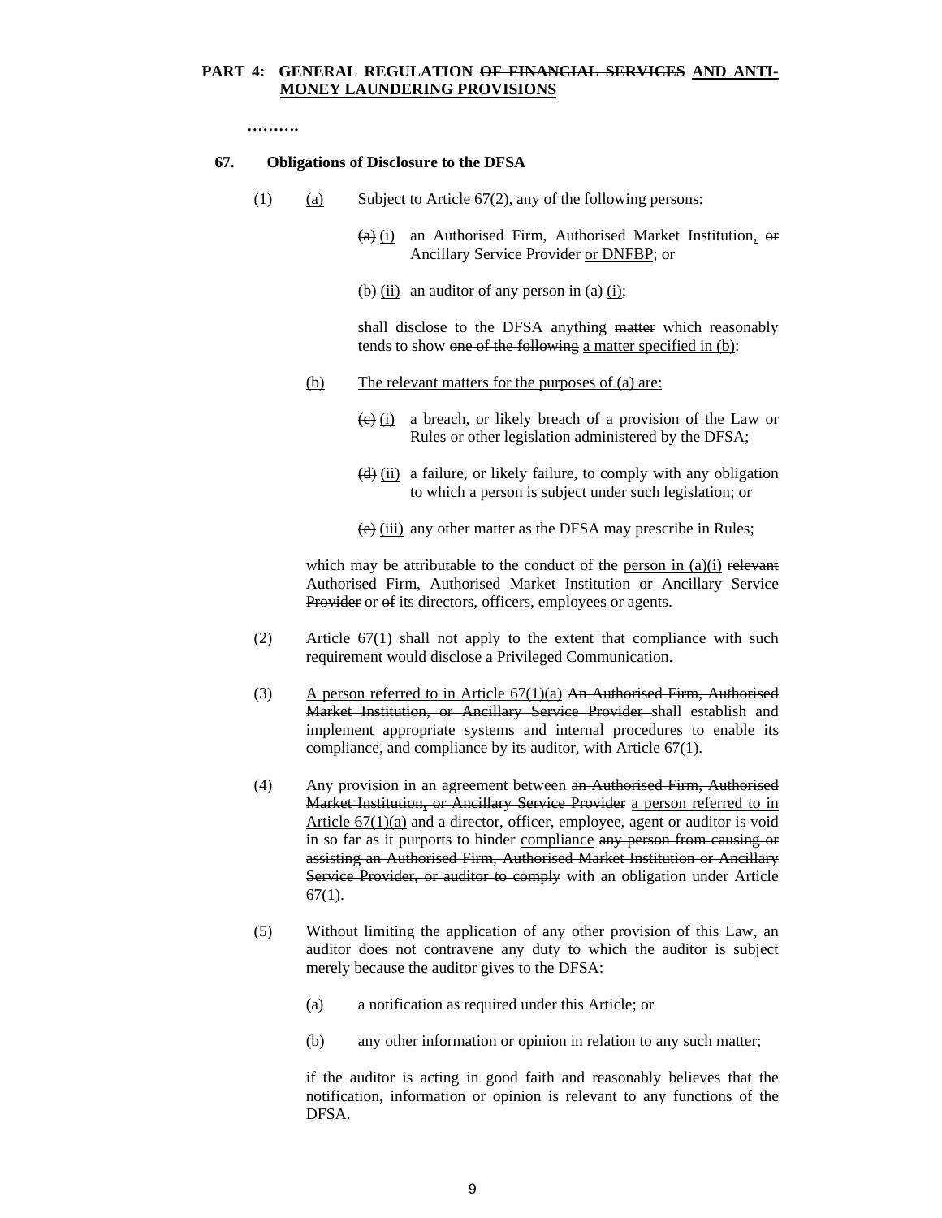**PART 4: GENERAL REGULATION ~~OF FINANCIAL SERVICES~~ <u>AND ANTI-MONEY LAUNDERING PROVISIONS</u>**

**……….**

**67. Obligations of Disclosure to the DFSA**

(1) <u>(a)</u> Subject to Article 67(2), any of the following persons:

~~(a)~~ <u>(i)</u> an Authorised Firm, Authorised Market Institution<u>,</u> ~~or~~ Ancillary Service Provider <u>or DNFBP</u>; or

~~(b)~~ <u>(ii)</u> an auditor of any person in ~~(a)~~ <u>(i)</u>;

shall disclose to the DFSA any<u>thing</u> ~~matter~~ which reasonably tends to show ~~one of the following~~ <u>a matter specified in (b)</u>:

<u>(b)</u> <u>The relevant matters for the purposes of (a) are:</u>

~~(c)~~ <u>(i)</u> a breach, or likely breach of a provision of the Law or Rules or other legislation administered by the DFSA;

~~(d)~~ <u>(ii)</u> a failure, or likely failure, to comply with any obligation to which a person is subject under such legislation; or

~~(e)~~ <u>(iii)</u> any other matter as the DFSA may prescribe in Rules;

which may be attributable to the conduct of the <u>person in (a)(i)</u> ~~relevant Authorised Firm, Authorised Market Institution or Ancillary Service Provider~~ or ~~of~~ its directors, officers, employees or agents.

(2) Article 67(1) shall not apply to the extent that compliance with such requirement would disclose a Privileged Communication.

(3) <u>A person referred to in Article 67(1)(a)</u> ~~An Authorised Firm, Authorised Market Institution, or Ancillary Service Provider~~ shall establish and implement appropriate systems and internal procedures to enable its compliance, and compliance by its auditor, with Article 67(1).

(4) Any provision in an agreement between ~~an Authorised Firm, Authorised Market Institution, or Ancillary Service Provider~~ <u>a person referred to in Article 67(1)(a)</u> and a director, officer, employee, agent or auditor is void in so far as it purports to hinder <u>compliance</u> ~~any person from causing or assisting an Authorised Firm, Authorised Market Institution or Ancillary Service Provider, or auditor to comply~~ with an obligation under Article 67(1).

(5) Without limiting the application of any other provision of this Law, an auditor does not contravene any duty to which the auditor is subject merely because the auditor gives to the DFSA:

(a) a notification as required under this Article; or

(b) any other information or opinion in relation to any such matter;

if the auditor is acting in good faith and reasonably believes that the notification, information or opinion is relevant to any functions of the DFSA.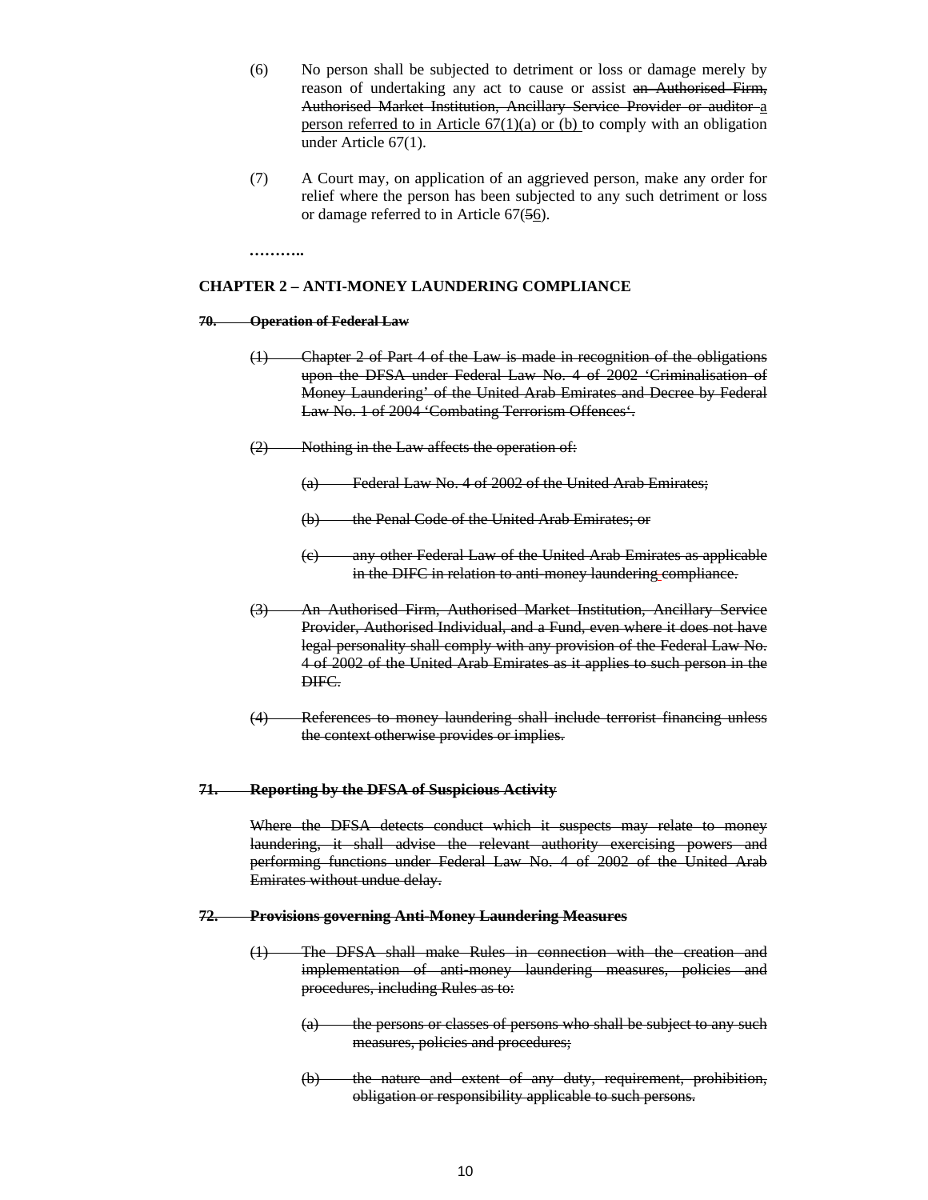(6) No person shall be subjected to detriment or loss or damage merely by reason of undertaking any act to cause or assist ~~an Authorised Firm, Authorised Market Institution, Ancillary Service Provider or auditor~~ <u>a person referred to in Article 67(1)(a) or (b)</u> to comply with an obligation under Article 67(1).

(7) A Court may, on application of an aggrieved person, make any order for relief where the person has been subjected to any such detriment or loss or damage referred to in Article 67(~~5~~<u>6</u>).

**………..**

**CHAPTER 2 – ANTI-MONEY LAUNDERING COMPLIANCE**

~~**70. Operation of Federal Law**~~

~~(1) Chapter 2 of Part 4 of the Law is made in recognition of the obligations upon the DFSA under Federal Law No. 4 of 2002 'Criminalisation of Money Laundering' of the United Arab Emirates and Decree by Federal Law No. 1 of 2004 'Combating Terrorism Offences'.~~

~~(2) Nothing in the Law affects the operation of:~~

~~(a) Federal Law No. 4 of 2002 of the United Arab Emirates;~~

~~(b) the Penal Code of the United Arab Emirates; or~~

~~(c) any other Federal Law of the United Arab Emirates as applicable in the DIFC in relation to anti-money laundering compliance.~~

~~(3) An Authorised Firm, Authorised Market Institution, Ancillary Service Provider, Authorised Individual, and a Fund, even where it does not have legal personality shall comply with any provision of the Federal Law No. 4 of 2002 of the United Arab Emirates as it applies to such person in the DIFC.~~

~~(4) References to money laundering shall include terrorist financing unless the context otherwise provides or implies.~~

~~**71. Reporting by the DFSA of Suspicious Activity**~~

~~Where the DFSA detects conduct which it suspects may relate to money laundering, it shall advise the relevant authority exercising powers and performing functions under Federal Law No. 4 of 2002 of the United Arab Emirates without undue delay.~~

~~**72. Provisions governing Anti-Money Laundering Measures**~~

~~(1) The DFSA shall make Rules in connection with the creation and implementation of anti-money laundering measures, policies and procedures, including Rules as to:~~

~~(a) the persons or classes of persons who shall be subject to any such measures, policies and procedures;~~

~~(b) the nature and extent of any duty, requirement, prohibition, obligation or responsibility applicable to such persons.~~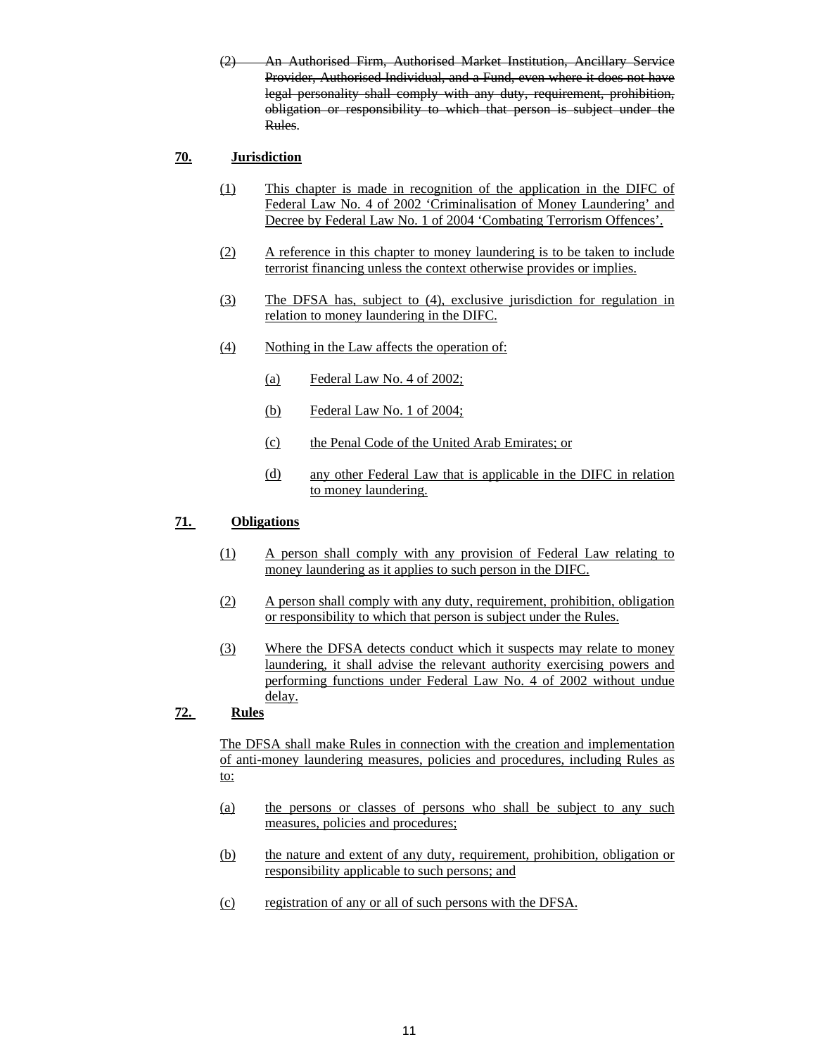(2) ~~An Authorised Firm, Authorised Market Institution, Ancillary Service Provider, Authorised Individual, and a Fund, even where it does not have legal personality shall comply with any duty, requirement, prohibition, obligation or responsibility to which that person is subject under the Rules~~.

**70. Jurisdiction**

(1) This chapter is made in recognition of the application in the DIFC of Federal Law No. 4 of 2002 'Criminalisation of Money Laundering' and Decree by Federal Law No. 1 of 2004 'Combating Terrorism Offences'.

(2) A reference in this chapter to money laundering is to be taken to include terrorist financing unless the context otherwise provides or implies.

(3) The DFSA has, subject to (4), exclusive jurisdiction for regulation in relation to money laundering in the DIFC.

(4) Nothing in the Law affects the operation of:

- (a) Federal Law No. 4 of 2002;
- (b) Federal Law No. 1 of 2004;
- (c) the Penal Code of the United Arab Emirates; or
- (d) any other Federal Law that is applicable in the DIFC in relation to money laundering.

**71. Obligations**

(1) A person shall comply with any provision of Federal Law relating to money laundering as it applies to such person in the DIFC.

(2) A person shall comply with any duty, requirement, prohibition, obligation or responsibility to which that person is subject under the Rules.

(3) Where the DFSA detects conduct which it suspects may relate to money laundering, it shall advise the relevant authority exercising powers and performing functions under Federal Law No. 4 of 2002 without undue delay.

**72. Rules**

The DFSA shall make Rules in connection with the creation and implementation of anti-money laundering measures, policies and procedures, including Rules as to:

- (a) the persons or classes of persons who shall be subject to any such measures, policies and procedures;
- (b) the nature and extent of any duty, requirement, prohibition, obligation or responsibility applicable to such persons; and
- (c) registration of any or all of such persons with the DFSA.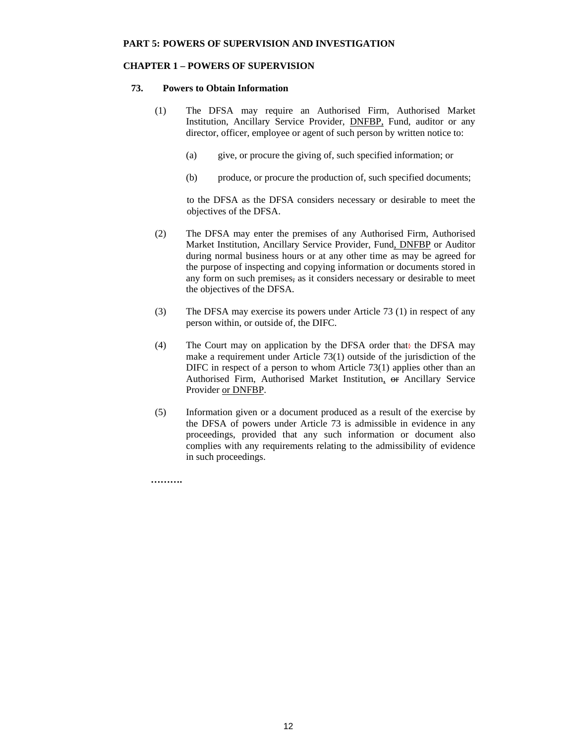**PART 5: POWERS OF SUPERVISION AND INVESTIGATION**

**CHAPTER 1 – POWERS OF SUPERVISION**

**73. Powers to Obtain Information**

(1) The DFSA may require an Authorised Firm, Authorised Market Institution, Ancillary Service Provider, <u>DNFBP,</u> Fund, auditor or any director, officer, employee or agent of such person by written notice to:

(a) give, or procure the giving of, such specified information; or

(b) produce, or procure the production of, such specified documents;

to the DFSA as the DFSA considers necessary or desirable to meet the objectives of the DFSA.

(2) The DFSA may enter the premises of any Authorised Firm, Authorised Market Institution, Ancillary Service Provider, Fund<u>, DNFBP</u> or Auditor during normal business hours or at any other time as may be agreed for the purpose of inspecting and copying information or documents stored in any form on such premises~~,~~ as it considers necessary or desirable to meet the objectives of the DFSA.

(3) The DFSA may exercise its powers under Article 73 (1) in respect of any person within, or outside of, the DIFC.

(4) The Court may on application by the DFSA order that~~:~~ the DFSA may make a requirement under Article 73(1) outside of the jurisdiction of the DIFC in respect of a person to whom Article 73(1) applies other than an Authorised Firm, Authorised Market Institution<u>,</u> ~~or~~ Ancillary Service Provider <u>or DNFBP</u>.

(5) Information given or a document produced as a result of the exercise by the DFSA of powers under Article 73 is admissible in evidence in any proceedings, provided that any such information or document also complies with any requirements relating to the admissibility of evidence in such proceedings.

**……….**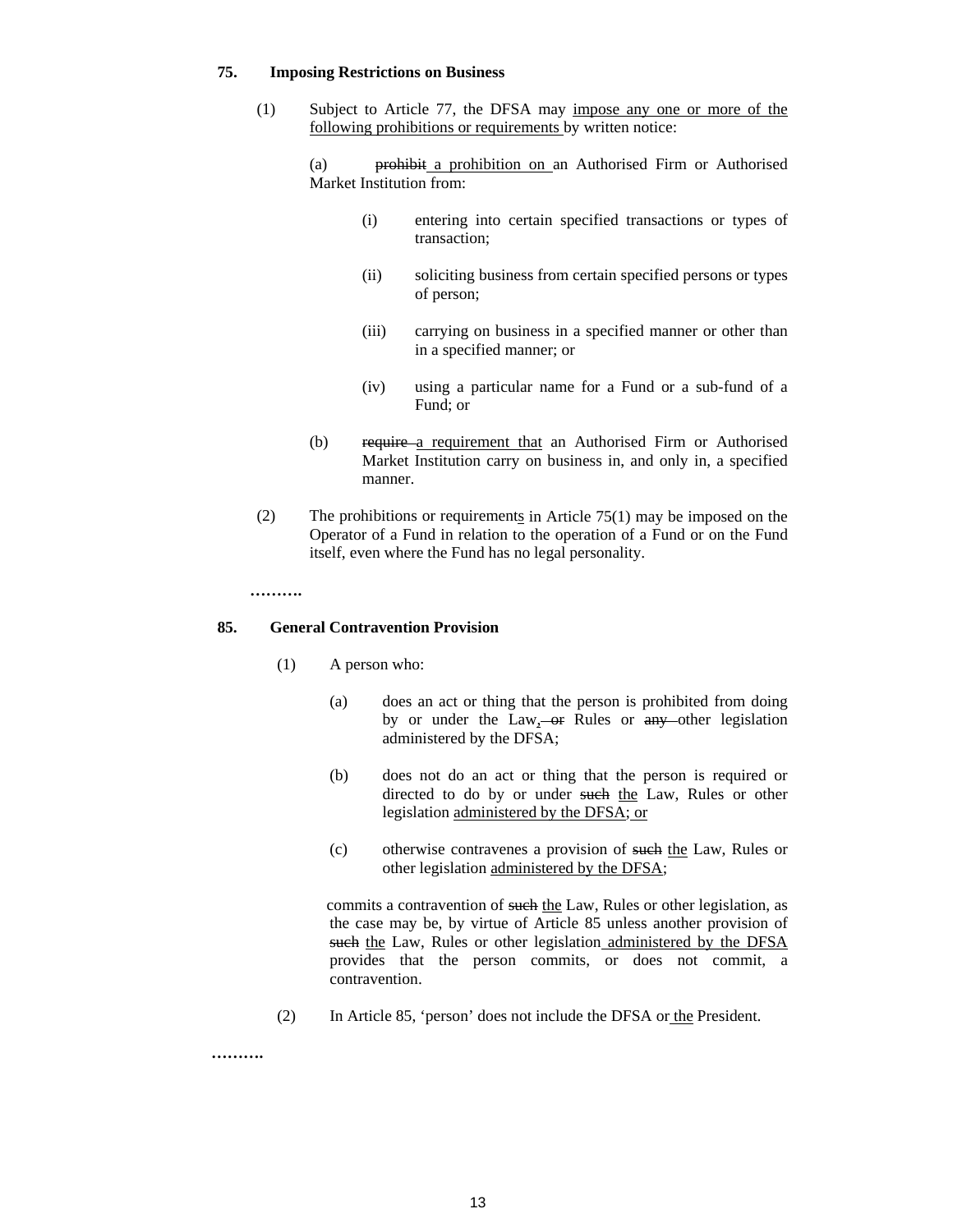**75. Imposing Restrictions on Business**

(1) Subject to Article 77, the DFSA may impose any one or more of the following prohibitions or requirements by written notice:

(a) ~~prohibit~~ a prohibition on an Authorised Firm or Authorised Market Institution from:

(i) entering into certain specified transactions or types of transaction;

(ii) soliciting business from certain specified persons or types of person;

(iii) carrying on business in a specified manner or other than in a specified manner; or

(iv) using a particular name for a Fund or a sub-fund of a Fund; or

(b) ~~require~~ a requirement that an Authorised Firm or Authorised Market Institution carry on business in, and only in, a specified manner.

(2) The prohibitions or requirements in Article 75(1) may be imposed on the Operator of a Fund in relation to the operation of a Fund or on the Fund itself, even where the Fund has no legal personality.

……….

**85. General Contravention Provision**

(1) A person who:

(a) does an act or thing that the person is prohibited from doing by or under the Law, ~~or~~ Rules or ~~any~~ other legislation administered by the DFSA;

(b) does not do an act or thing that the person is required or directed to do by or under ~~such~~ the Law, Rules or other legislation administered by the DFSA; or

(c) otherwise contravenes a provision of ~~such~~ the Law, Rules or other legislation administered by the DFSA;

commits a contravention of ~~such~~ the Law, Rules or other legislation, as the case may be, by virtue of Article 85 unless another provision of ~~such~~ the Law, Rules or other legislation administered by the DFSA provides that the person commits, or does not commit, a contravention.

(2) In Article 85, 'person' does not include the DFSA or the President.

……….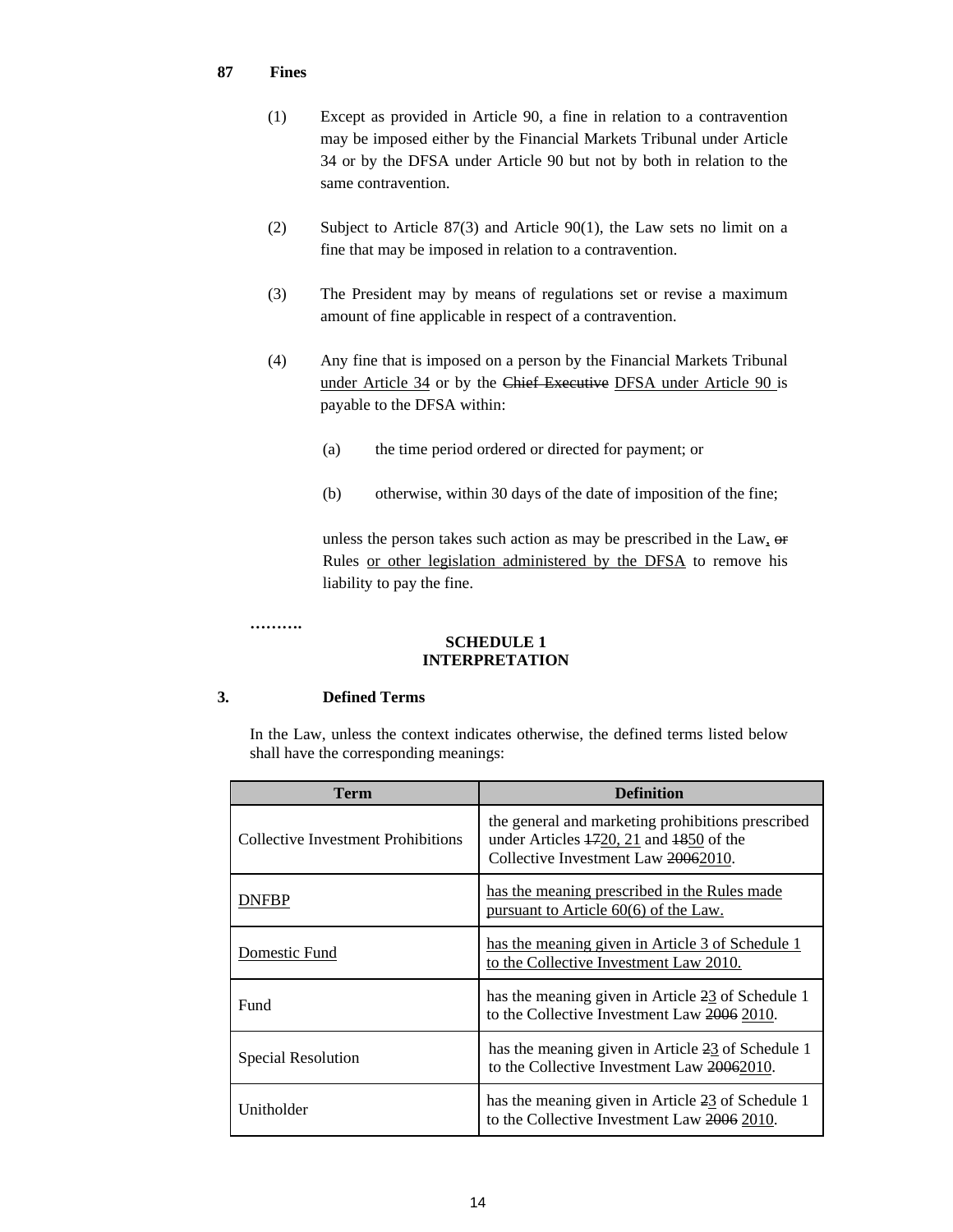**87 Fines**

(1) Except as provided in Article 90, a fine in relation to a contravention may be imposed either by the Financial Markets Tribunal under Article 34 or by the DFSA under Article 90 but not by both in relation to the same contravention.

(2) Subject to Article 87(3) and Article 90(1), the Law sets no limit on a fine that may be imposed in relation to a contravention.

(3) The President may by means of regulations set or revise a maximum amount of fine applicable in respect of a contravention.

(4) Any fine that is imposed on a person by the Financial Markets Tribunal under Article 34 or by the ~~Chief Executive~~ DFSA under Article 90 is payable to the DFSA within:

(a) the time period ordered or directed for payment; or

(b) otherwise, within 30 days of the date of imposition of the fine;

unless the person takes such action as may be prescribed in the Law, ~~or~~ Rules or other legislation administered by the DFSA to remove his liability to pay the fine.

**……….**

**SCHEDULE 1**
**INTERPRETATION**

**3. Defined Terms**

In the Law, unless the context indicates otherwise, the defined terms listed below shall have the corresponding meanings:

| Term | Definition |
|---|---|
| Collective Investment Prohibitions | the general and marketing prohibitions prescribed under Articles ~~17~~20, 21 and ~~18~~50 of the Collective Investment Law ~~2006~~2010. |
| DNFBP | has the meaning prescribed in the Rules made pursuant to Article 60(6) of the Law. |
| Domestic Fund | has the meaning given in Article 3 of Schedule 1 to the Collective Investment Law 2010. |
| Fund | has the meaning given in Article ~~2~~3 of Schedule 1 to the Collective Investment Law ~~2006~~ 2010. |
| Special Resolution | has the meaning given in Article ~~2~~3 of Schedule 1 to the Collective Investment Law ~~2006~~2010. |
| Unitholder | has the meaning given in Article ~~2~~3 of Schedule 1 to the Collective Investment Law ~~2006~~ 2010. |